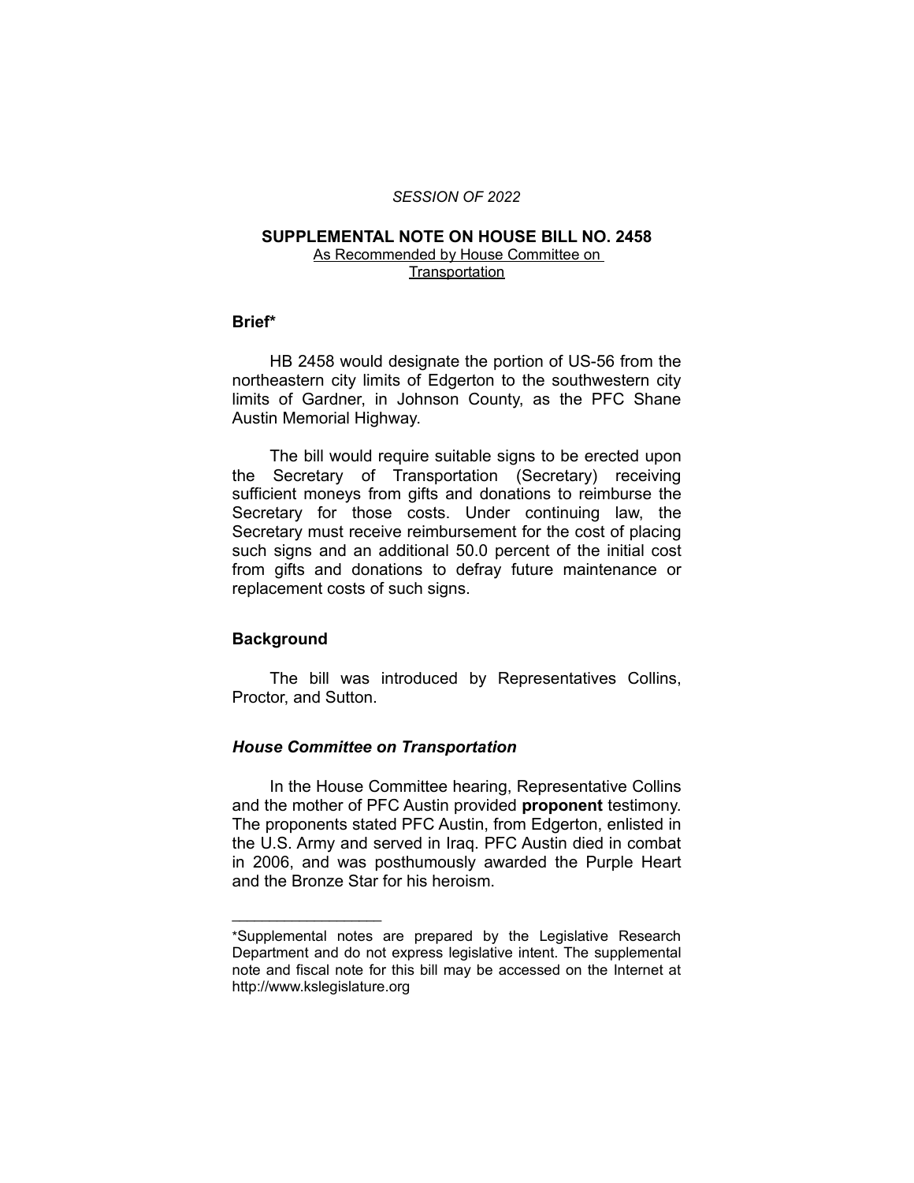*SESSION OF 2022*

# SUPPLEMENTAL NOTE ON HOUSE BILL NO. 2458

As Recommended by House Committee on Transportation

## Brief*

HB 2458 would designate the portion of US-56 from the northeastern city limits of Edgerton to the southwestern city limits of Gardner, in Johnson County, as the PFC Shane Austin Memorial Highway.

The bill would require suitable signs to be erected upon the Secretary of Transportation (Secretary) receiving sufficient moneys from gifts and donations to reimburse the Secretary for those costs. Under continuing law, the Secretary must receive reimbursement for the cost of placing such signs and an additional 50.0 percent of the initial cost from gifts and donations to defray future maintenance or replacement costs of such signs.

## Background

The bill was introduced by Representatives Collins, Proctor, and Sutton.

### *House Committee on Transportation*

In the House Committee hearing, Representative Collins and the mother of PFC Austin provided **proponent** testimony. The proponents stated PFC Austin, from Edgerton, enlisted in the U.S. Army and served in Iraq. PFC Austin died in combat in 2006, and was posthumously awarded the Purple Heart and the Bronze Star for his heroism.

---

*Supplemental notes are prepared by the Legislative Research Department and do not express legislative intent. The supplemental note and fiscal note for this bill may be accessed on the Internet at http://www.kslegislature.org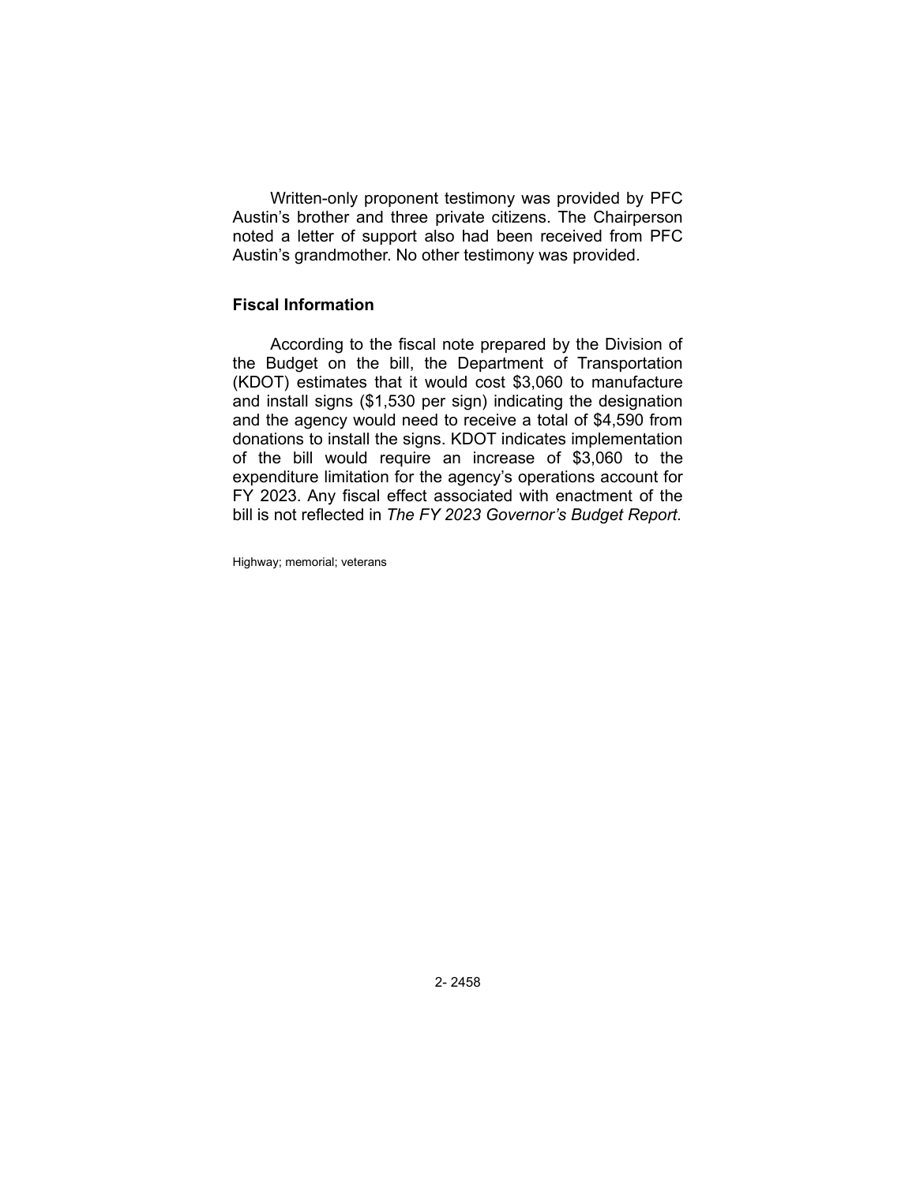Written-only proponent testimony was provided by PFC Austin's brother and three private citizens. The Chairperson noted a letter of support also had been received from PFC Austin's grandmother. No other testimony was provided.

### Fiscal Information

According to the fiscal note prepared by the Division of the Budget on the bill, the Department of Transportation (KDOT) estimates that it would cost $3,060 to manufacture and install signs ($1,530 per sign) indicating the designation and the agency would need to receive a total of $4,590 from donations to install the signs. KDOT indicates implementation of the bill would require an increase of $3,060 to the expenditure limitation for the agency's operations account for FY 2023. Any fiscal effect associated with enactment of the bill is not reflected in *The FY 2023 Governor's Budget Report*.

Highway; memorial; veterans